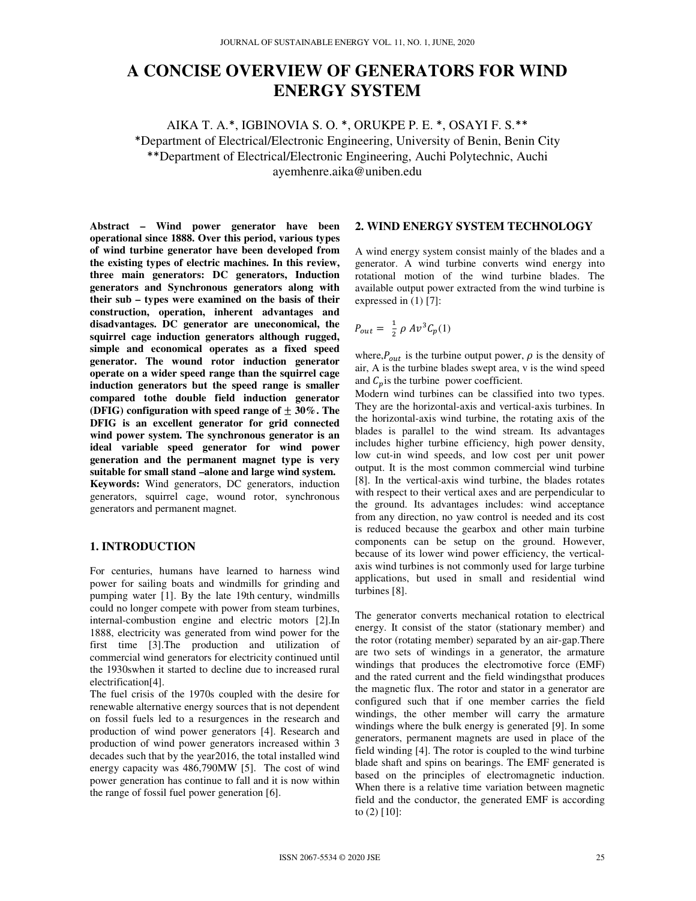# A CONCISE OVERVIEW OF GENERATORS FOR WIND ENERGY SYSTEM

AIKA T. A.*, IGBINOVIA S. O. *, ORUKPE P. E. *, OSAYI F. S.**

*Department of Electrical/Electronic Engineering, University of Benin, Benin City

**Department of Electrical/Electronic Engineering, Auchi Polytechnic, Auchi

ayemhenre.aika@uniben.edu

**Abstract – Wind power generator have been operational since 1888. Over this period, various types of wind turbine generator have been developed from the existing types of electric machines. In this review, three main generators: DC generators, Induction generators and Synchronous generators along with their sub – types were examined on the basis of their construction, operation, inherent advantages and disadvantages. DC generator are uneconomical, the squirrel cage induction generators although rugged, simple and economical operates as a fixed speed generator. The wound rotor induction generator operate on a wider speed range than the squirrel cage induction generators but the speed range is smaller compared tothe double field induction generator (DFIG) configuration with speed range of $\pm$ 30%. The DFIG is an excellent generator for grid connected wind power system. The synchronous generator is an ideal variable speed generator for wind power generation and the permanent magnet type is very suitable for small stand –alone and large wind system.**

**Keywords:** Wind generators, DC generators, induction generators, squirrel cage, wound rotor, synchronous generators and permanent magnet.

## 1. INTRODUCTION

For centuries, humans have learned to harness wind power for sailing boats and windmills for grinding and pumping water [1]. By the late 19th century, windmills could no longer compete with power from steam turbines, internal-combustion engine and electric motors [2].In 1888, electricity was generated from wind power for the first time [3].The production and utilization of commercial wind generators for electricity continued until the 1930swhen it started to decline due to increased rural electrification[4].

The fuel crisis of the 1970s coupled with the desire for renewable alternative energy sources that is not dependent on fossil fuels led to a resurgences in the research and production of wind power generators [4]. Research and production of wind power generators increased within 3 decades such that by the year2016, the total installed wind energy capacity was 486,790MW [5]. The cost of wind power generation has continue to fall and it is now within the range of fossil fuel power generation [6].

## 2. WIND ENERGY SYSTEM TECHNOLOGY

A wind energy system consist mainly of the blades and a generator. A wind turbine converts wind energy into rotational motion of the wind turbine blades. The available output power extracted from the wind turbine is expressed in (1) [7]:

$$P_{out} = \frac{1}{2}\rho A v^3 C_p \quad (1)$$

where, $P_{out}$ is the turbine output power, $\rho$ is the density of air, A is the turbine blades swept area, v is the wind speed and $C_p$ is the turbine power coefficient.

Modern wind turbines can be classified into two types. They are the horizontal-axis and vertical-axis turbines. In the horizontal-axis wind turbine, the rotating axis of the blades is parallel to the wind stream. Its advantages includes higher turbine efficiency, high power density, low cut-in wind speeds, and low cost per unit power output. It is the most common commercial wind turbine [8]. In the vertical-axis wind turbine, the blades rotates with respect to their vertical axes and are perpendicular to the ground. Its advantages includes: wind acceptance from any direction, no yaw control is needed and its cost is reduced because the gearbox and other main turbine components can be setup on the ground. However, because of its lower wind power efficiency, the vertical-axis wind turbines is not commonly used for large turbine applications, but used in small and residential wind turbines [8].

The generator converts mechanical rotation to electrical energy. It consist of the stator (stationary member) and the rotor (rotating member) separated by an air-gap.There are two sets of windings in a generator, the armature windings that produces the electromotive force (EMF) and the rated current and the field windingsthat produces the magnetic flux. The rotor and stator in a generator are configured such that if one member carries the field windings, the other member will carry the armature windings where the bulk energy is generated [9]. In some generators, permanent magnets are used in place of the field winding [4]. The rotor is coupled to the wind turbine blade shaft and spins on bearings. The EMF generated is based on the principles of electromagnetic induction. When there is a relative time variation between magnetic field and the conductor, the generated EMF is according to (2) [10]: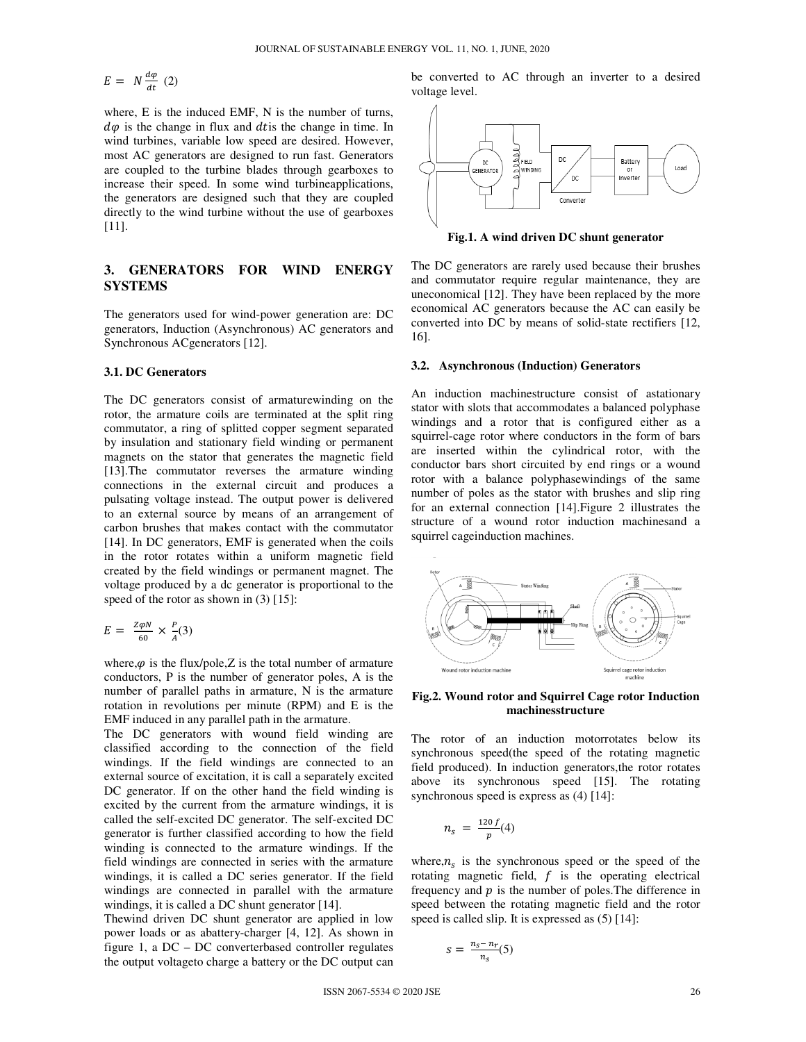$$E = N\frac{d\varphi}{dt} \quad (2)$$

where, E is the induced EMF, N is the number of turns, $d\varphi$ is the change in flux and $dt$is the change in time. In wind turbines, variable low speed are desired. However, most AC generators are designed to run fast. Generators are coupled to the turbine blades through gearboxes to increase their speed. In some wind turbineapplications, the generators are designed such that they are coupled directly to the wind turbine without the use of gearboxes [11].

## 3. GENERATORS FOR WIND ENERGY SYSTEMS

The generators used for wind-power generation are: DC generators, Induction (Asynchronous) AC generators and Synchronous ACgenerators [12].

### 3.1. DC Generators

The DC generators consist of armaturewinding on the rotor, the armature coils are terminated at the split ring commutator, a ring of splitted copper segment separated by insulation and stationary field winding or permanent magnets on the stator that generates the magnetic field [13].The commutator reverses the armature winding connections in the external circuit and produces a pulsating voltage instead. The output power is delivered to an external source by means of an arrangement of carbon brushes that makes contact with the commutator [14]. In DC generators, EMF is generated when the coils in the rotor rotates within a uniform magnetic field created by the field windings or permanent magnet. The voltage produced by a dc generator is proportional to the speed of the rotor as shown in (3) [15]:

$$E = \frac{Z\varphi N}{60} \times \frac{P}{A} \quad (3)$$

where,$\varphi$ is the flux/pole,Z is the total number of armature conductors, P is the number of generator poles, A is the number of parallel paths in armature, N is the armature rotation in revolutions per minute (RPM) and E is the EMF induced in any parallel path in the armature.

The DC generators with wound field winding are classified according to the connection of the field windings. If the field windings are connected to an external source of excitation, it is call a separately excited DC generator. If on the other hand the field winding is excited by the current from the armature windings, it is called the self-excited DC generator. The self-excited DC generator is further classified according to how the field winding is connected to the armature windings. If the field windings are connected in series with the armature windings, it is called a DC series generator. If the field windings are connected in parallel with the armature windings, it is called a DC shunt generator [14].

Thewind driven DC shunt generator are applied in low power loads or as abattery-charger [4, 12]. As shown in figure 1, a DC – DC converterbased controller regulates the output voltageto charge a battery or the DC output can be converted to AC through an inverter to a desired voltage level.

DC GENERATOR
FIELD WINDING
DC
DC
Converter
Battery or Inverter
Load

**Fig.1. A wind driven DC shunt generator**

The DC generators are rarely used because their brushes and commutator require regular maintenance, they are uneconomical [12]. They have been replaced by the more economical AC generators because the AC can easily be converted into DC by means of solid-state rectifiers [12, 16].

### 3.2. Asynchronous (Induction) Generators

An induction machinestructure consist of astationary stator with slots that accommodates a balanced polyphase windings and a rotor that is configured either as a squirrel-cage rotor where conductors in the form of bars are inserted within the cylindrical rotor, with the conductor bars short circuited by end rings or a wound rotor with a balance polyphasewindings of the same number of poles as the stator with brushes and slip ring for an external connection [14].Figure 2 illustrates the structure of a wound rotor induction machinesand a squirrel cageinduction machines.

Rotor
Stator Winding
Shaft
Slip Ring
Stator
Squirrel Cage
A
B
C
Wound rotor induction machine
Squirrel cage rotor induction machine

**Fig.2. Wound rotor and Squirrel Cage rotor Induction machinesstructure**

The rotor of an induction motorrotates below its synchronous speed(the speed of the rotating magnetic field produced). In induction generators,the rotor rotates above its synchronous speed [15]. The rotating synchronous speed is express as (4) [14]:

$$n_s = \frac{120\,f}{p} \quad (4)$$

where,$n_s$ is the synchronous speed or the speed of the rotating magnetic field, $f$ is the operating electrical frequency and $p$ is the number of poles.The difference in speed between the rotating magnetic field and the rotor speed is called slip. It is expressed as (5) [14]:

$$s = \frac{n_s - n_r}{n_s} \quad (5)$$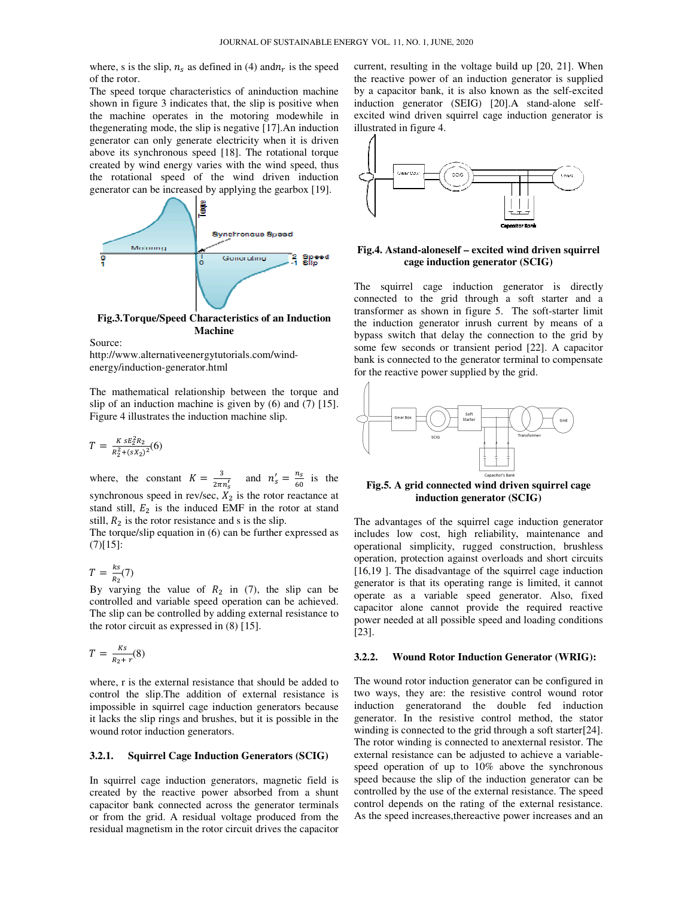where, s is the slip, $n_s$ as defined in (4) and$n_r$ is the speed of the rotor.

The speed torque characteristics of aninduction machine shown in figure 3 indicates that, the slip is positive when the machine operates in the motoring modewhile in thegenerating mode, the slip is negative [17].An induction generator can only generate electricity when it is driven above its synchronous speed [18]. The rotational torque created by wind energy varies with the wind speed, thus the rotational speed of the wind driven induction generator can be increased by applying the gearbox [19].

Torque
Synchronous Speed
Motoring
Generating
0
1
1
0
2
-1
Speed
Slip

**Fig.3.Torque/Speed Characteristics of an Induction Machine**

Source: http://www.alternativeenergytutorials.com/wind-energy/induction-generator.html

The mathematical relationship between the torque and slip of an induction machine is given by (6) and (7) [15]. Figure 4 illustrates the induction machine slip.

$$T = \frac{K\, sE_2^2 R_2}{R_2^2 + (sX_2)^2} \quad (6)$$

where, the constant $K = \frac{3}{2\pi n_s'}$ and $n_s' = \frac{n_s}{60}$ is the synchronous speed in rev/sec, $X_2$ is the rotor reactance at stand still, $E_2$ is the induced EMF in the rotor at stand still, $R_2$ is the rotor resistance and s is the slip.

The torque/slip equation in (6) can be further expressed as (7)[15]:

$$T = \frac{ks}{R_2} \quad (7)$$

By varying the value of $R_2$ in (7), the slip can be controlled and variable speed operation can be achieved. The slip can be controlled by adding external resistance to the rotor circuit as expressed in (8) [15].

$$T = \frac{Ks}{R_2 + r} \quad (8)$$

where, r is the external resistance that should be added to control the slip.The addition of external resistance is impossible in squirrel cage induction generators because it lacks the slip rings and brushes, but it is possible in the wound rotor induction generators.

### 3.2.1. Squirrel Cage Induction Generators (SCIG)

In squirrel cage induction generators, magnetic field is created by the reactive power absorbed from a shunt capacitor bank connected across the generator terminals or from the grid. A residual voltage produced from the residual magnetism in the rotor circuit drives the capacitor current, resulting in the voltage build up [20, 21]. When the reactive power of an induction generator is supplied by a capacitor bank, it is also known as the self-excited induction generator (SEIG) [20].A stand-alone self-excited wind driven squirrel cage induction generator is illustrated in figure 4.

Gear Box
SCIG
Load
Capacitor Bank

**Fig.4. Astand-aloneself – excited wind driven squirrel cage induction generator (SCIG)**

The squirrel cage induction generator is directly connected to the grid through a soft starter and a transformer as shown in figure 5. The soft-starter limit the induction generator inrush current by means of a bypass switch that delay the connection to the grid by some few seconds or transient period [22]. A capacitor bank is connected to the generator terminal to compensate for the reactive power supplied by the grid.

Gear Box
SCIG
Soft Starter
Transformer
Grid
Capacitor's Bank

**Fig.5. A grid connected wind driven squirrel cage induction generator (SCIG)**

The advantages of the squirrel cage induction generator includes low cost, high reliability, maintenance and operational simplicity, rugged construction, brushless operation, protection against overloads and short circuits [16,19 ]. The disadvantage of the squirrel cage induction generator is that its operating range is limited, it cannot operate as a variable speed generator. Also, fixed capacitor alone cannot provide the required reactive power needed at all possible speed and loading conditions [23].

### 3.2.2. Wound Rotor Induction Generator (WRIG):

The wound rotor induction generator can be configured in two ways, they are: the resistive control wound rotor induction generatorand the double fed induction generator. In the resistive control method, the stator winding is connected to the grid through a soft starter[24]. The rotor winding is connected to anexternal resistor. The external resistance can be adjusted to achieve a variable-speed operation of up to 10% above the synchronous speed because the slip of the induction generator can be controlled by the use of the external resistance. The speed control depends on the rating of the external resistance. As the speed increases,thereactive power increases and an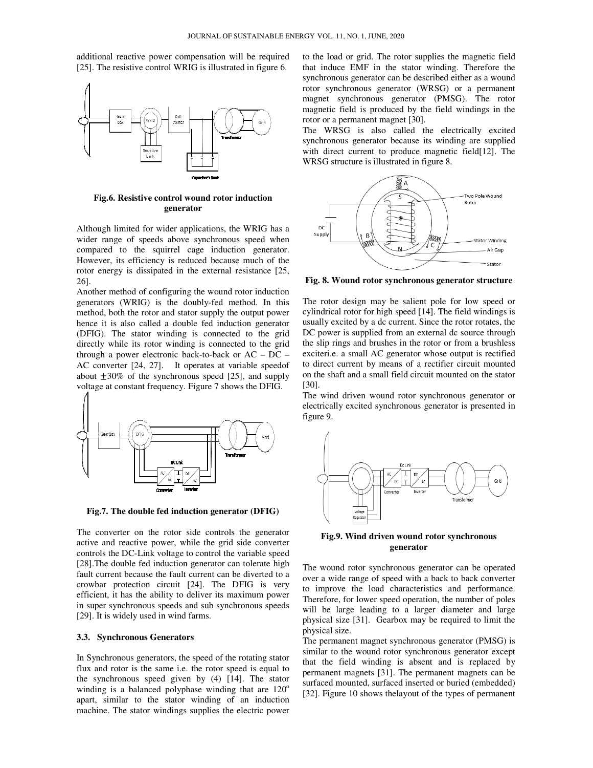additional reactive power compensation will be required [25]. The resistive control WRIG is illustrated in figure 6.

Gear Box

WRIG

Soft Starter

Transformer

Grid

Resistive Unit

Capacitor's Bank

**Fig.6. Resistive control wound rotor induction generator**

Although limited for wider applications, the WRIG has a wider range of speeds above synchronous speed when compared to the squirrel cage induction generator. However, its efficiency is reduced because much of the rotor energy is dissipated in the external resistance [25, 26].

Another method of configuring the wound rotor induction generators (WRIG) is the doubly-fed method. In this method, both the rotor and stator supply the output power hence it is also called a double fed induction generator (DFIG). The stator winding is connected to the grid directly while its rotor winding is connected to the grid through a power electronic back-to-back or AC – DC – AC converter [24, 27]. It operates at variable speedof about $\pm 30\%$ of the synchronous speed [25], and supply voltage at constant frequency. Figure 7 shows the DFIG.

Gear Box

DFIG

Grid

Transformer

DC Link

AC / DC

DC / AC

Converter

Inverter

**Fig.7. The double fed induction generator (DFIG)**

The converter on the rotor side controls the generator active and reactive power, while the grid side converter controls the DC-Link voltage to control the variable speed [28].The double fed induction generator can tolerate high fault current because the fault current can be diverted to a crowbar protection circuit [24]. The DFIG is very efficient, it has the ability to deliver its maximum power in super synchronous speeds and sub synchronous speeds [29]. It is widely used in wind farms.

### 3.3. Synchronous Generators

In Synchronous generators, the speed of the rotating stator flux and rotor is the same i.e. the rotor speed is equal to the synchronous speed given by (4) [14]. The stator winding is a balanced polyphase winding that are $120^{o}$ apart, similar to the stator winding of an induction machine. The stator windings supplies the electric power to the load or grid. The rotor supplies the magnetic field that induce EMF in the stator winding. Therefore the synchronous generator can be described either as a wound rotor synchronous generator (WRSG) or a permanent magnet synchronous generator (PMSG). The rotor magnetic field is produced by the field windings in the rotor or a permanent magnet [30].

The WRSG is also called the electrically excited synchronous generator because its winding are supplied with direct current to produce magnetic field[12]. The WRSG structure is illustrated in figure 8.

A

S

N

B

C

DC Supply

Two Pole Wound Rotor

Stator Winding

Air Gap

Stator

**Fig. 8. Wound rotor synchronous generator structure**

The rotor design may be salient pole for low speed or cylindrical rotor for high speed [14]. The field windings is usually excited by a dc current. Since the rotor rotates, the DC power is supplied from an external dc source through the slip rings and brushes in the rotor or from a brushless exciteri.e. a small AC generator whose output is rectified to direct current by means of a rectifier circuit mounted on the shaft and a small field circuit mounted on the stator [30].

The wind driven wound rotor synchronous generator or electrically excited synchronous generator is presented in figure 9.

Dc Link

AC / DC

DC / AC

Converter

Inverter

Transformer

Grid

Voltage Regulator

**Fig.9. Wind driven wound rotor synchronous generator**

The wound rotor synchronous generator can be operated over a wide range of speed with a back to back converter to improve the load characteristics and performance. Therefore, for lower speed operation, the number of poles will be large leading to a larger diameter and large physical size [31]. Gearbox may be required to limit the physical size.

The permanent magnet synchronous generator (PMSG) is similar to the wound rotor synchronous generator except that the field winding is absent and is replaced by permanent magnets [31]. The permanent magnets can be surfaced mounted, surfaced inserted or buried (embedded) [32]. Figure 10 shows thelayout of the types of permanent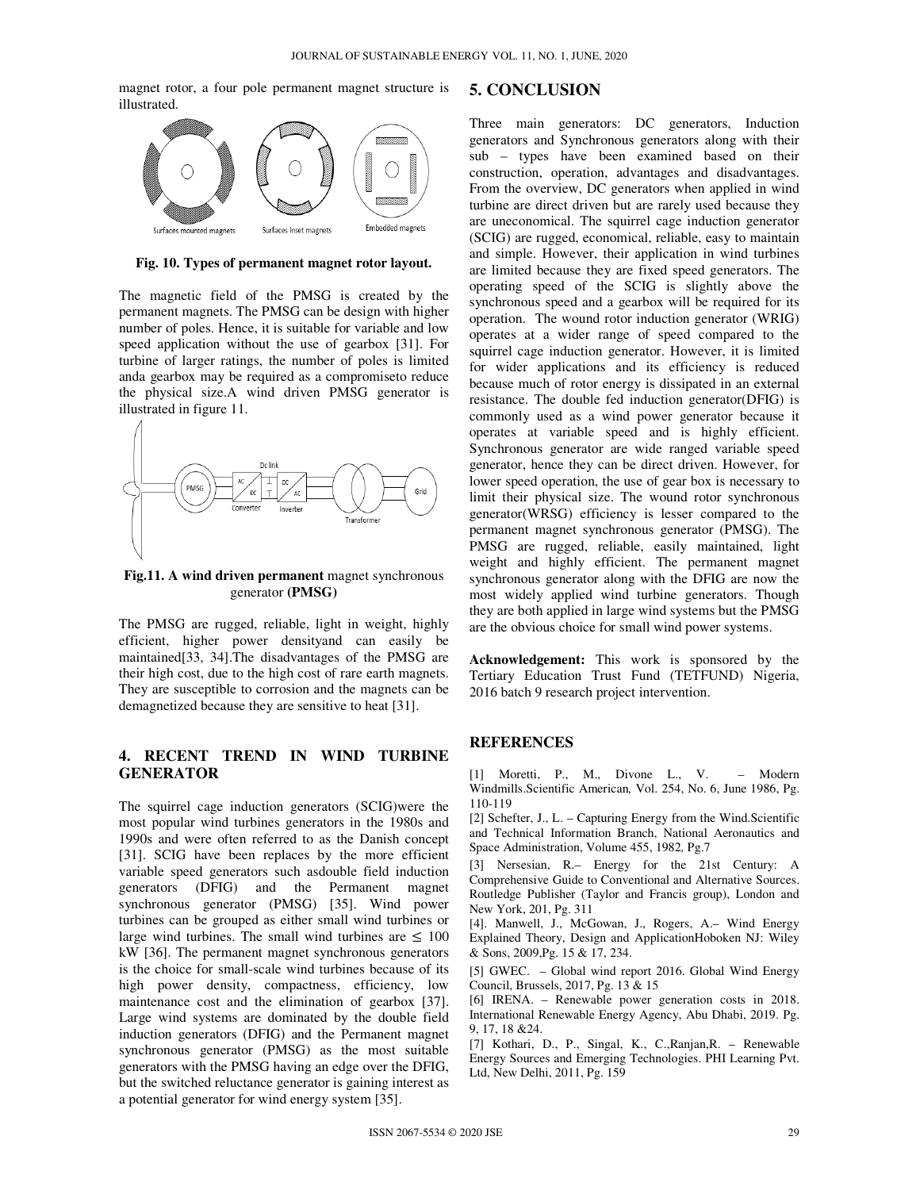magnet rotor, a four pole permanent magnet structure is illustrated.

Surfaces mounted magnets

Surfaces Inset magnets

Embedded magnets

**Fig. 10. Types of permanent magnet rotor layout.**

The magnetic field of the PMSG is created by the permanent magnets. The PMSG can be design with higher number of poles. Hence, it is suitable for variable and low speed application without the use of gearbox [31]. For turbine of larger ratings, the number of poles is limited anda gearbox may be required as a compromiseto reduce the physical size.A wind driven PMSG generator is illustrated in figure 11.

PMSG

AC DC

Dc link

DC AC

Grid

Converter

Inverter

Transformer

**Fig.11. A wind driven permanent** magnet synchronous generator **(PMSG)**

The PMSG are rugged, reliable, light in weight, highly efficient, higher power densityand can easily be maintained[33, 34].The disadvantages of the PMSG are their high cost, due to the high cost of rare earth magnets. They are susceptible to corrosion and the magnets can be demagnetized because they are sensitive to heat [31].

## 4. RECENT TREND IN WIND TURBINE GENERATOR

The squirrel cage induction generators (SCIG)were the most popular wind turbines generators in the 1980s and 1990s and were often referred to as the Danish concept [31]. SCIG have been replaces by the more efficient variable speed generators such asdouble field induction generators (DFIG) and the Permanent magnet synchronous generator (PMSG) [35]. Wind power turbines can be grouped as either small wind turbines or large wind turbines. The small wind turbines are $\leq 100$ kW [36]. The permanent magnet synchronous generators is the choice for small-scale wind turbines because of its high power density, compactness, efficiency, low maintenance cost and the elimination of gearbox [37]. Large wind systems are dominated by the double field induction generators (DFIG) and the Permanent magnet synchronous generator (PMSG) as the most suitable generators with the PMSG having an edge over the DFIG, but the switched reluctance generator is gaining interest as a potential generator for wind energy system [35].

## 5. CONCLUSION

Three main generators: DC generators, Induction generators and Synchronous generators along with their sub – types have been examined based on their construction, operation, advantages and disadvantages. From the overview, DC generators when applied in wind turbine are direct driven but are rarely used because they are uneconomical. The squirrel cage induction generator (SCIG) are rugged, economical, reliable, easy to maintain and simple. However, their application in wind turbines are limited because they are fixed speed generators. The operating speed of the SCIG is slightly above the synchronous speed and a gearbox will be required for its operation. The wound rotor induction generator (WRIG) operates at a wider range of speed compared to the squirrel cage induction generator. However, it is limited for wider applications and its efficiency is reduced because much of rotor energy is dissipated in an external resistance. The double fed induction generator(DFIG) is commonly used as a wind power generator because it operates at variable speed and is highly efficient. Synchronous generator are wide ranged variable speed generator, hence they can be direct driven. However, for lower speed operation, the use of gear box is necessary to limit their physical size. The wound rotor synchronous generator(WRSG) efficiency is lesser compared to the permanent magnet synchronous generator (PMSG). The PMSG are rugged, reliable, easily maintained, light weight and highly efficient. The permanent magnet synchronous generator along with the DFIG are now the most widely applied wind turbine generators. Though they are both applied in large wind systems but the PMSG are the obvious choice for small wind power systems.

**Acknowledgement:** This work is sponsored by the Tertiary Education Trust Fund (TETFUND) Nigeria, 2016 batch 9 research project intervention.

## REFERENCES

[1] Moretti, P., M., Divone L., V. – Modern Windmills.Scientific American*,* Vol. 254, No. 6, June 1986, Pg. 110-119

[2] Schefter, J., L. – Capturing Energy from the Wind.Scientific and Technical Information Branch, National Aeronautics and Space Administration, Volume 455, 1982*,* Pg.7

[3] Nersesian, R.– Energy for the 21st Century: A Comprehensive Guide to Conventional and Alternative Sources. Routledge Publisher (Taylor and Francis group), London and New York, 201, Pg. 311

[4]. Manwell, J., McGowan, J., Rogers, A.– Wind Energy Explained Theory, Design and ApplicationHoboken NJ: Wiley & Sons, 2009,Pg. 15 & 17, 234.

[5] GWEC. – Global wind report 2016. Global Wind Energy Council, Brussels, 2017, Pg. 13 & 15

[6] IRENA. – Renewable power generation costs in 2018. International Renewable Energy Agency, Abu Dhabi, 2019. Pg. 9, 17, 18 &24.

[7] Kothari, D., P., Singal, K., C.,Ranjan,R. – Renewable Energy Sources and Emerging Technologies. PHI Learning Pvt. Ltd, New Delhi, 2011, Pg. 159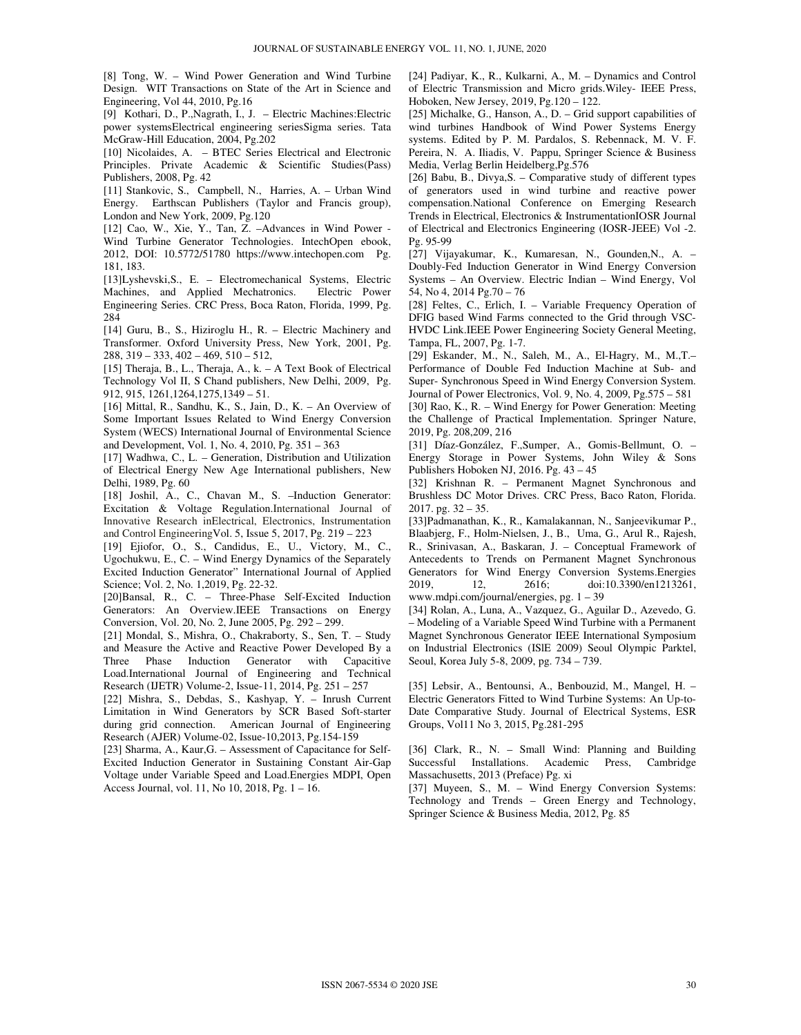[8] Tong, W. – Wind Power Generation and Wind Turbine Design. WIT Transactions on State of the Art in Science and Engineering, Vol 44, 2010, Pg.16

[9] Kothari, D., P.,Nagrath, I., J. – Electric Machines:Electric power systemsElectrical engineering seriesSigma series. Tata McGraw-Hill Education, 2004, Pg.202

[10] Nicolaides, A. – BTEC Series Electrical and Electronic Principles. Private Academic & Scientific Studies(Pass) Publishers, 2008, Pg. 42

[11] Stankovic, S., Campbell, N., Harries, A. – Urban Wind Energy. Earthscan Publishers (Taylor and Francis group), London and New York, 2009, Pg.120

[12] Cao, W., Xie, Y., Tan, Z. –Advances in Wind Power - Wind Turbine Generator Technologies. IntechOpen ebook, 2012, DOI: 10.5772/51780 https://www.intechopen.com Pg. 181, 183.

[13]Lyshevski,S., E. – Electromechanical Systems, Electric Machines, and Applied Mechatronics. Electric Power Engineering Series. CRC Press, Boca Raton, Florida, 1999, Pg. 284

[14] Guru, B., S., Hiziroglu H., R. – Electric Machinery and Transformer. Oxford University Press, New York, 2001, Pg. 288, 319 – 333, 402 – 469, 510 – 512,

[15] Theraja, B., L., Theraja, A., k. – A Text Book of Electrical Technology Vol II, S Chand publishers, New Delhi, 2009, Pg. 912, 915, 1261,1264,1275,1349 – 51.

[16] Mittal, R., Sandhu, K., S., Jain, D., K. – An Overview of Some Important Issues Related to Wind Energy Conversion System (WECS) International Journal of Environmental Science and Development, Vol. 1, No. 4, 2010, Pg 351 – 363

[17] Wadhwa, C., L. – Generation, Distribution and Utilization of Electrical Energy New Age International publishers, New Delhi, 1989, Pg. 60

[18] Joshil, A., C., Chavan M., S. –Induction Generator: Excitation & Voltage Regulation.International Journal of Innovative Research inElectrical, Electronics, Instrumentation and Control EngineeringVol. 5, Issue 5, 2017, Pg. 219 – 223

[19] Ejiofor, O., S., Candidus, E., U., Victory, M., C., Ugochukwu, E., C. – Wind Energy Dynamics of the Separately Excited Induction Generator" International Journal of Applied Science; Vol. 2, No. 1,2019, Pg. 22-32.

[20]Bansal, R., C. – Three-Phase Self-Excited Induction Generators: An Overview.IEEE Transactions on Energy Conversion, Vol. 20, No. 2, June 2005, Pg. 292 – 299.

[21] Mondal, S., Mishra, O., Chakraborty, S., Sen, T. – Study and Measure the Active and Reactive Power Developed By a Three Phase Induction Generator with Capacitive Load.International Journal of Engineering and Technical Research (IJETR) Volume-2, Issue-11, 2014, Pg. 251 – 257

[22] Mishra, S., Debdas, S., Kashyap, Y. – Inrush Current Limitation in Wind Generators by SCR Based Soft-starter during grid connection. American Journal of Engineering Research (AJER) Volume-02, Issue-10,2013, Pg.154-159

[23] Sharma, A., Kaur,G. – Assessment of Capacitance for Self-Excited Induction Generator in Sustaining Constant Air-Gap Voltage under Variable Speed and Load.Energies MDPI, Open Access Journal, vol. 11, No 10, 2018, Pg. 1 – 16.

[24] Padiyar, K., R., Kulkarni, A., M. – Dynamics and Control of Electric Transmission and Micro grids.Wiley- IEEE Press, Hoboken, New Jersey, 2019, Pg.120 – 122.

[25] Michalke, G., Hanson, A., D. – Grid support capabilities of wind turbines Handbook of Wind Power Systems Energy systems. Edited by P. M. Pardalos, S. Rebennack, M. V. F. Pereira, N. A. Iliadis, V. Pappu, Springer Science & Business Media, Verlag Berlin Heidelberg,Pg.576

[26] Babu, B., Divya,S. – Comparative study of different types of generators used in wind turbine and reactive power compensation.National Conference on Emerging Research Trends in Electrical, Electronics & InstrumentationIOSR Journal of Electrical and Electronics Engineering (IOSR-JEEE) Vol -2. Pg. 95-99

[27] Vijayakumar, K., Kumaresan, N., Gounden,N., A. – Doubly-Fed Induction Generator in Wind Energy Conversion Systems – An Overview. Electric Indian – Wind Energy, Vol 54, No 4, 2014 Pg.70 – 76

[28] Feltes, C., Erlich, I. – Variable Frequency Operation of DFIG based Wind Farms connected to the Grid through VSC-HVDC Link.IEEE Power Engineering Society General Meeting, Tampa, FL, 2007, Pg. 1-7.

[29] Eskander, M., N., Saleh, M., A., El-Hagry, M., M.,T.– Performance of Double Fed Induction Machine at Sub- and Super- Synchronous Speed in Wind Energy Conversion System. Journal of Power Electronics, Vol. 9, No. 4, 2009, Pg.575 – 581

[30] Rao, K., R. – Wind Energy for Power Generation: Meeting the Challenge of Practical Implementation. Springer Nature, 2019, Pg. 208,209, 216

[31] Díaz-González, F.,Sumper, A., Gomis-Bellmunt, O. – Energy Storage in Power Systems, John Wiley & Sons Publishers Hoboken NJ, 2016. Pg. 43 – 45

[32] Krishnan R. – Permanent Magnet Synchronous and Brushless DC Motor Drives. CRC Press, Baco Raton, Florida. 2017. pg. 32 – 35.

[33]Padmanathan, K., R., Kamalakannan, N., Sanjeevikumar P., Blaabjerg, F., Holm-Nielsen, J., B., Uma, G., Arul R., Rajesh, R., Srinivasan, A., Baskaran, J. – Conceptual Framework of Antecedents to Trends on Permanent Magnet Synchronous Generators for Wind Energy Conversion Systems.Energies 2019, 12, 2616; doi:10.3390/en1213261, www.mdpi.com/journal/energies, pg. 1 – 39

[34] Rolan, A., Luna, A., Vazquez, G., Aguilar D., Azevedo, G. – Modeling of a Variable Speed Wind Turbine with a Permanent Magnet Synchronous Generator IEEE International Symposium on Industrial Electronics (ISlE 2009) Seoul Olympic Parktel, Seoul, Korea July 5-8, 2009, pg. 734 – 739.

[35] Lebsir, A., Bentounsi, A., Benbouzid, M., Mangel, H. – Electric Generators Fitted to Wind Turbine Systems: An Up-to-Date Comparative Study. Journal of Electrical Systems, ESR Groups, Vol11 No 3, 2015, Pg.281-295

[36] Clark, R., N. – Small Wind: Planning and Building Successful Installations. Academic Press, Cambridge Massachusetts, 2013 (Preface) Pg. xi

[37] Muyeen, S., M. – Wind Energy Conversion Systems: Technology and Trends – Green Energy and Technology, Springer Science & Business Media, 2012, Pg. 85